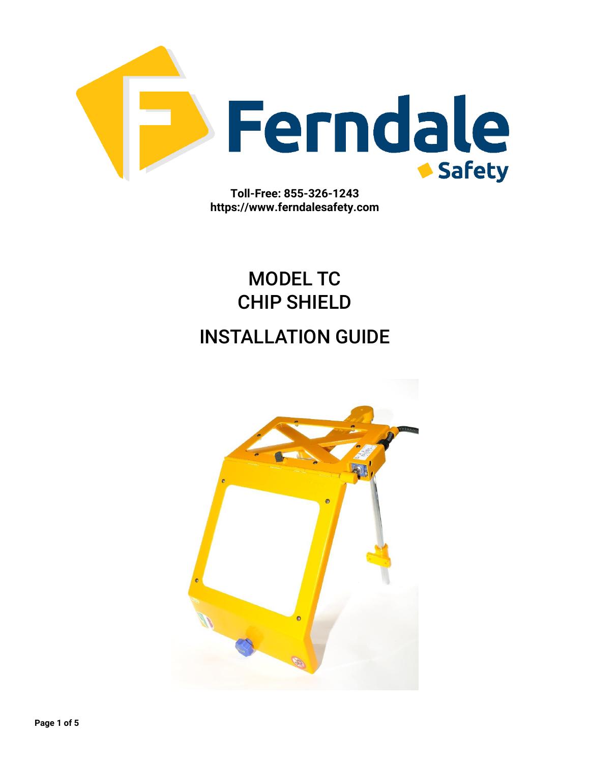Toll-Free: 855-326-1243
https://www.ferndalesafety.com

# MODEL TC
# CHIP SHIELD

# INSTALLATION GUIDE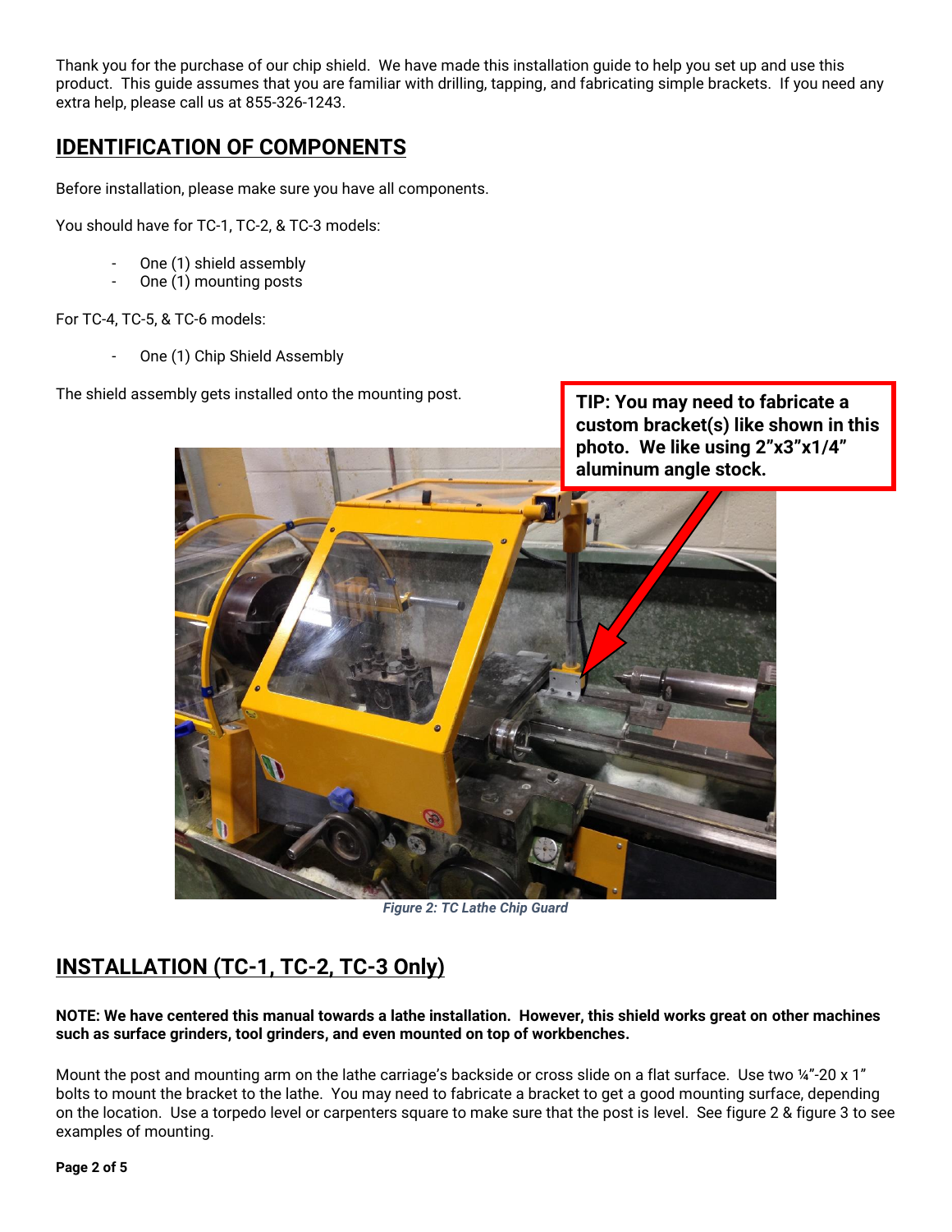Thank you for the purchase of our chip shield. We have made this installation guide to help you set up and use this product. This guide assumes that you are familiar with drilling, tapping, and fabricating simple brackets. If you need any extra help, please call us at 855-326-1243.

## IDENTIFICATION OF COMPONENTS

Before installation, please make sure you have all components.

You should have for TC-1, TC-2, & TC-3 models:

- One (1) shield assembly
- One (1) mounting posts

For TC-4, TC-5, & TC-6 models:

- One (1) Chip Shield Assembly

The shield assembly gets installed onto the mounting post.

**TIP: You may need to fabricate a custom bracket(s) like shown in this photo. We like using 2"x3"x1/4" aluminum angle stock.**

*Figure 2: TC Lathe Chip Guard*

## INSTALLATION (TC-1, TC-2, TC-3 Only)

**NOTE: We have centered this manual towards a lathe installation. However, this shield works great on other machines such as surface grinders, tool grinders, and even mounted on top of workbenches.**

Mount the post and mounting arm on the lathe carriage's backside or cross slide on a flat surface. Use two ¼"-20 x 1" bolts to mount the bracket to the lathe. You may need to fabricate a bracket to get a good mounting surface, depending on the location. Use a torpedo level or carpenters square to make sure that the post is level. See figure 2 & figure 3 to see examples of mounting.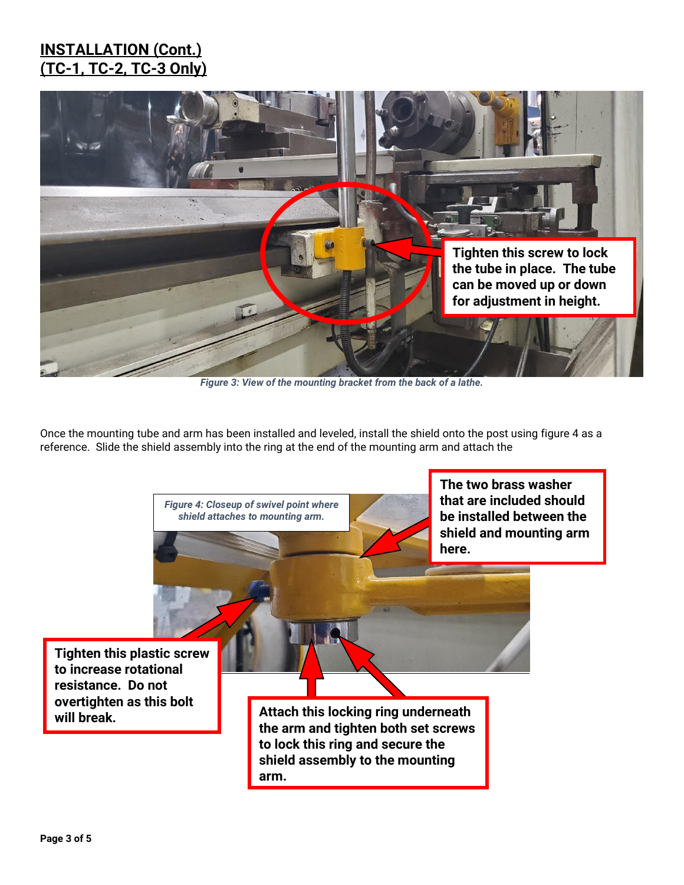## INSTALLATION (Cont.)
## (TC-1, TC-2, TC-3 Only)

Tighten this screw to lock the tube in place. The tube can be moved up or down for adjustment in height.

*Figure 3: View of the mounting bracket from the back of a lathe.*

Once the mounting tube and arm has been installed and leveled, install the shield onto the post using figure 4 as a reference. Slide the shield assembly into the ring at the end of the mounting arm and attach the

*Figure 4: Closeup of swivel point where shield attaches to mounting arm.*

The two brass washer that are included should be installed between the shield and mounting arm here.

Tighten this plastic screw to increase rotational resistance. Do not overtighten as this bolt will break.

Attach this locking ring underneath the arm and tighten both set screws to lock this ring and secure the shield assembly to the mounting arm.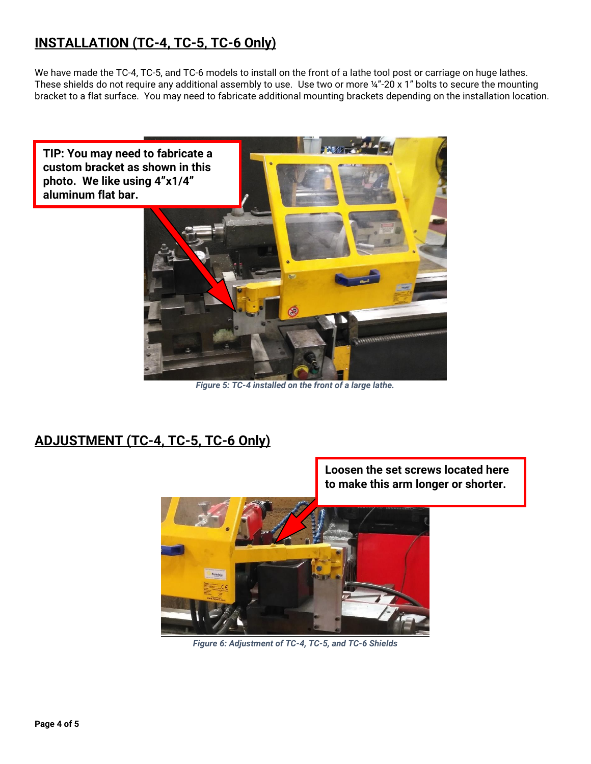## INSTALLATION (TC-4, TC-5, TC-6 Only)

We have made the TC-4, TC-5, and TC-6 models to install on the front of a lathe tool post or carriage on huge lathes. These shields do not require any additional assembly to use. Use two or more ¼"-20 x 1" bolts to secure the mounting bracket to a flat surface. You may need to fabricate additional mounting brackets depending on the installation location.

**TIP: You may need to fabricate a custom bracket as shown in this photo. We like using 4"x1/4" aluminum flat bar.**

*Figure 5: TC-4 installed on the front of a large lathe.*

## ADJUSTMENT (TC-4, TC-5, TC-6 Only)

**Loosen the set screws located here to make this arm longer or shorter.**

*Figure 6: Adjustment of TC-4, TC-5, and TC-6 Shields*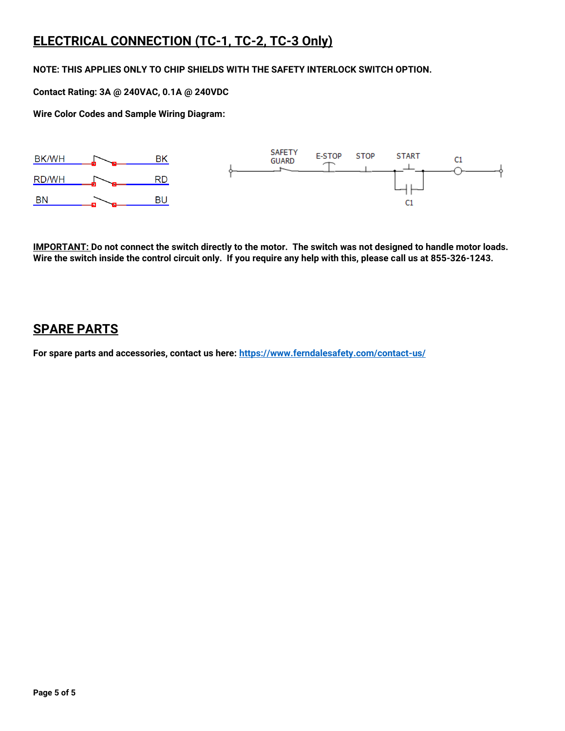## ELECTRICAL CONNECTION (TC-1, TC-2, TC-3 Only)

**NOTE: THIS APPLIES ONLY TO CHIP SHIELDS WITH THE SAFETY INTERLOCK SWITCH OPTION.**

**Contact Rating: 3A @ 240VAC, 0.1A @ 240VDC**

**Wire Color Codes and Sample Wiring Diagram:**

BK/WH
BK
RD/WH
RD
BN
BU

SAFETY GUARD
E-STOP
STOP
START
C1
C1

**IMPORTANT: Do not connect the switch directly to the motor. The switch was not designed to handle motor loads. Wire the switch inside the control circuit only. If you require any help with this, please call us at 855-326-1243.**

## SPARE PARTS

**For spare parts and accessories, contact us here: https://www.ferndalesafety.com/contact-us/**